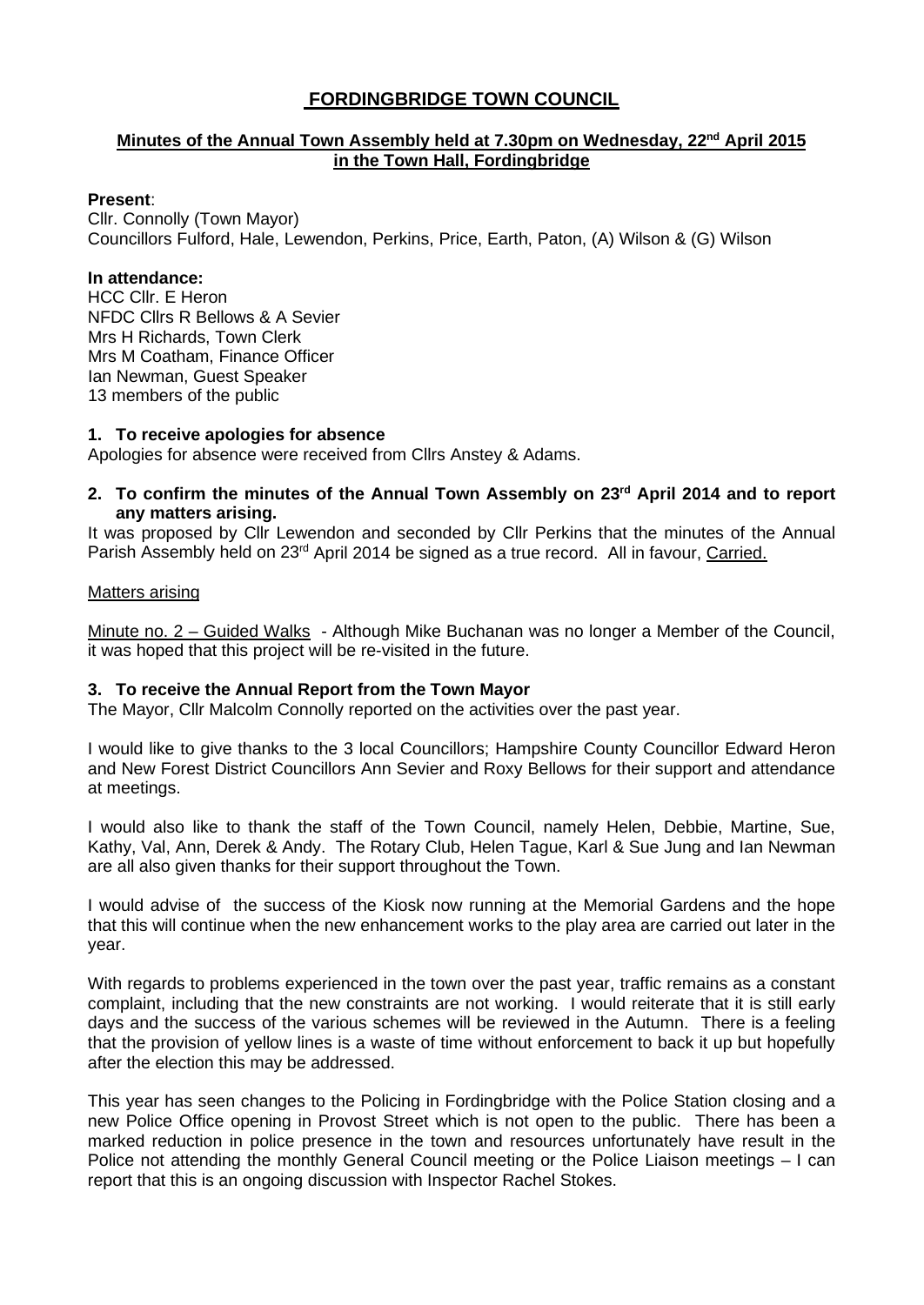# FORDINGBRIDGE TOWN COUNCIL

## Minutes of the Annual Town Assembly held at 7.30pm on Wednesday, 22nd April 2015 in the Town Hall, Fordingbridge

**Present**:
Cllr. Connolly (Town Mayor)
Councillors Fulford, Hale, Lewendon, Perkins, Price, Earth, Paton, (A) Wilson & (G) Wilson

**In attendance:**
HCC Cllr. E Heron
NFDC Cllrs R Bellows & A Sevier
Mrs H Richards, Town Clerk
Mrs M Coatham, Finance Officer
Ian Newman, Guest Speaker
13 members of the public

### 1. To receive apologies for absence

Apologies for absence were received from Cllrs Anstey & Adams.

### 2. To confirm the minutes of the Annual Town Assembly on 23rd April 2014 and to report any matters arising.

It was proposed by Cllr Lewendon and seconded by Cllr Perkins that the minutes of the Annual Parish Assembly held on 23rd April 2014 be signed as a true record. All in favour, Carried.

Matters arising

Minute no. 2 – Guided Walks - Although Mike Buchanan was no longer a Member of the Council, it was hoped that this project will be re-visited in the future.

### 3. To receive the Annual Report from the Town Mayor

The Mayor, Cllr Malcolm Connolly reported on the activities over the past year.

I would like to give thanks to the 3 local Councillors; Hampshire County Councillor Edward Heron and New Forest District Councillors Ann Sevier and Roxy Bellows for their support and attendance at meetings.

I would also like to thank the staff of the Town Council, namely Helen, Debbie, Martine, Sue, Kathy, Val, Ann, Derek & Andy. The Rotary Club, Helen Tague, Karl & Sue Jung and Ian Newman are all also given thanks for their support throughout the Town.

I would advise of the success of the Kiosk now running at the Memorial Gardens and the hope that this will continue when the new enhancement works to the play area are carried out later in the year.

With regards to problems experienced in the town over the past year, traffic remains as a constant complaint, including that the new constraints are not working. I would reiterate that it is still early days and the success of the various schemes will be reviewed in the Autumn. There is a feeling that the provision of yellow lines is a waste of time without enforcement to back it up but hopefully after the election this may be addressed.

This year has seen changes to the Policing in Fordingbridge with the Police Station closing and a new Police Office opening in Provost Street which is not open to the public. There has been a marked reduction in police presence in the town and resources unfortunately have result in the Police not attending the monthly General Council meeting or the Police Liaison meetings – I can report that this is an ongoing discussion with Inspector Rachel Stokes.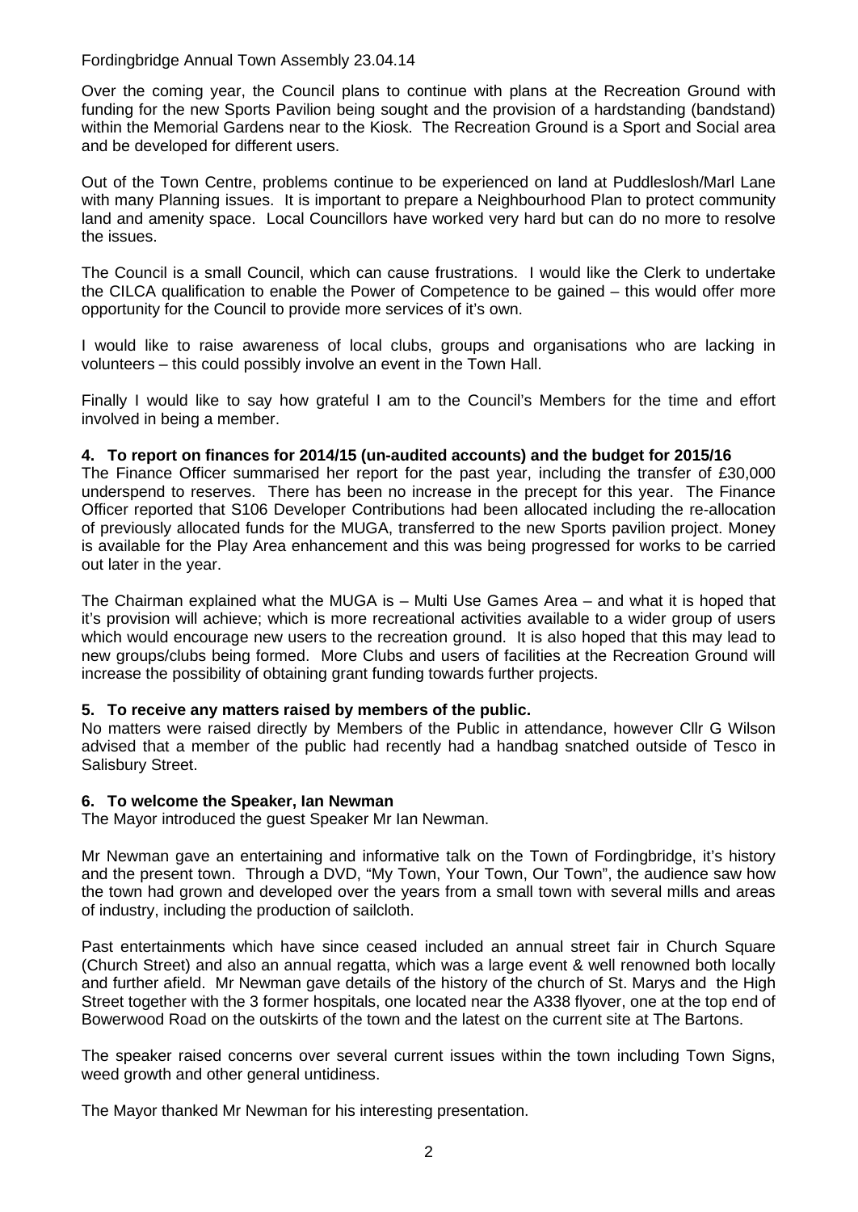Fordingbridge Annual Town Assembly 23.04.14

Over the coming year, the Council plans to continue with plans at the Recreation Ground with funding for the new Sports Pavilion being sought and the provision of a hardstanding (bandstand) within the Memorial Gardens near to the Kiosk. The Recreation Ground is a Sport and Social area and be developed for different users.

Out of the Town Centre, problems continue to be experienced on land at Puddleslosh/Marl Lane with many Planning issues. It is important to prepare a Neighbourhood Plan to protect community land and amenity space. Local Councillors have worked very hard but can do no more to resolve the issues.

The Council is a small Council, which can cause frustrations. I would like the Clerk to undertake the CILCA qualification to enable the Power of Competence to be gained – this would offer more opportunity for the Council to provide more services of it's own.

I would like to raise awareness of local clubs, groups and organisations who are lacking in volunteers – this could possibly involve an event in the Town Hall.

Finally I would like to say how grateful I am to the Council's Members for the time and effort involved in being a member.

**4. To report on finances for 2014/15 (un-audited accounts) and the budget for 2015/16**

The Finance Officer summarised her report for the past year, including the transfer of £30,000 underspend to reserves. There has been no increase in the precept for this year. The Finance Officer reported that S106 Developer Contributions had been allocated including the re-allocation of previously allocated funds for the MUGA, transferred to the new Sports pavilion project. Money is available for the Play Area enhancement and this was being progressed for works to be carried out later in the year.

The Chairman explained what the MUGA is – Multi Use Games Area – and what it is hoped that it's provision will achieve; which is more recreational activities available to a wider group of users which would encourage new users to the recreation ground. It is also hoped that this may lead to new groups/clubs being formed. More Clubs and users of facilities at the Recreation Ground will increase the possibility of obtaining grant funding towards further projects.

**5. To receive any matters raised by members of the public.**

No matters were raised directly by Members of the Public in attendance, however Cllr G Wilson advised that a member of the public had recently had a handbag snatched outside of Tesco in Salisbury Street.

**6. To welcome the Speaker, Ian Newman**

The Mayor introduced the guest Speaker Mr Ian Newman.

Mr Newman gave an entertaining and informative talk on the Town of Fordingbridge, it's history and the present town. Through a DVD, "My Town, Your Town, Our Town", the audience saw how the town had grown and developed over the years from a small town with several mills and areas of industry, including the production of sailcloth.

Past entertainments which have since ceased included an annual street fair in Church Square (Church Street) and also an annual regatta, which was a large event & well renowned both locally and further afield. Mr Newman gave details of the history of the church of St. Marys and the High Street together with the 3 former hospitals, one located near the A338 flyover, one at the top end of Bowerwood Road on the outskirts of the town and the latest on the current site at The Bartons.

The speaker raised concerns over several current issues within the town including Town Signs, weed growth and other general untidiness.

The Mayor thanked Mr Newman for his interesting presentation.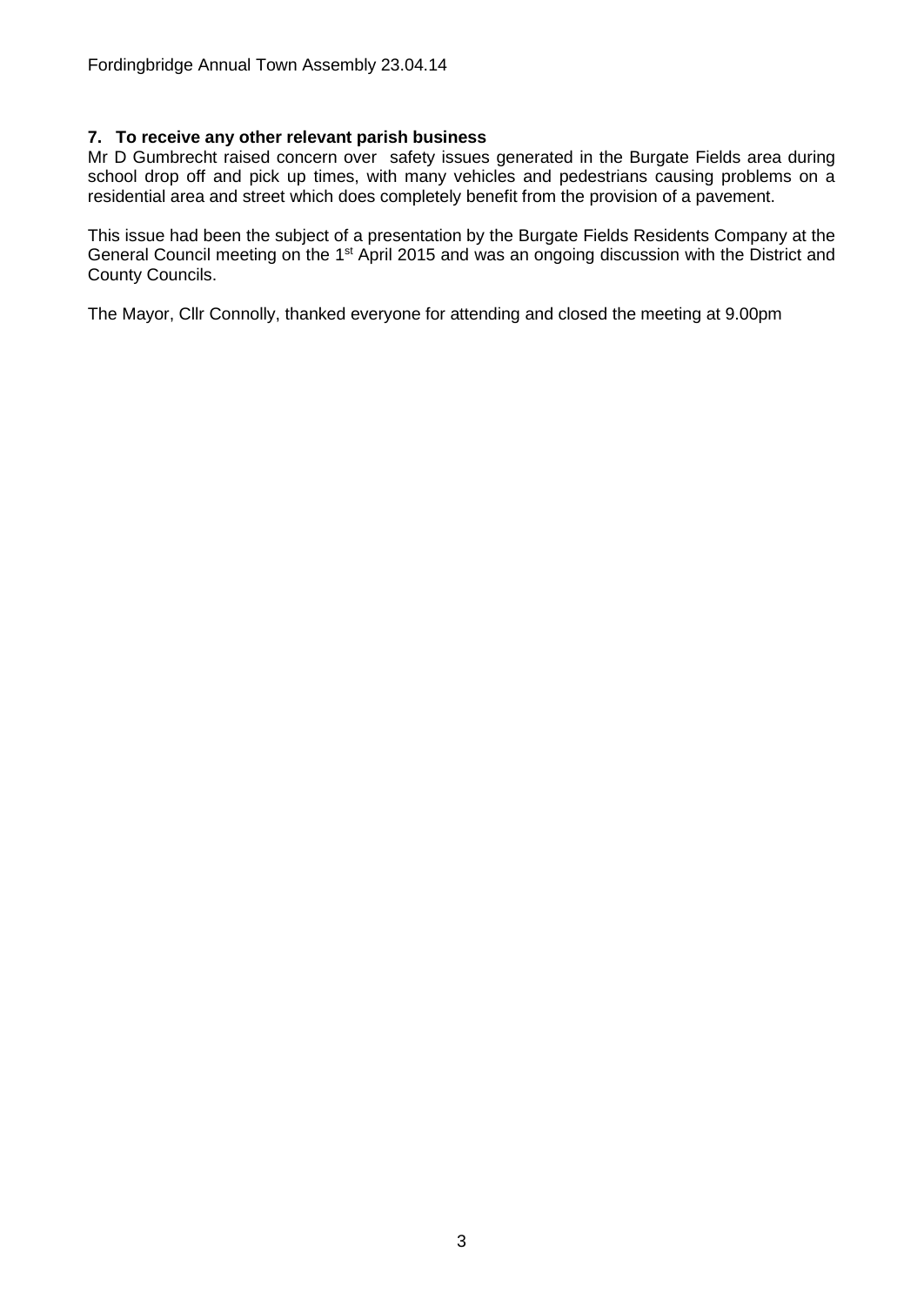**7. To receive any other relevant parish business**

Mr D Gumbrecht raised concern over safety issues generated in the Burgate Fields area during school drop off and pick up times, with many vehicles and pedestrians causing problems on a residential area and street which does completely benefit from the provision of a pavement.

This issue had been the subject of a presentation by the Burgate Fields Residents Company at the General Council meeting on the 1st April 2015 and was an ongoing discussion with the District and County Councils.

The Mayor, Cllr Connolly, thanked everyone for attending and closed the meeting at 9.00pm